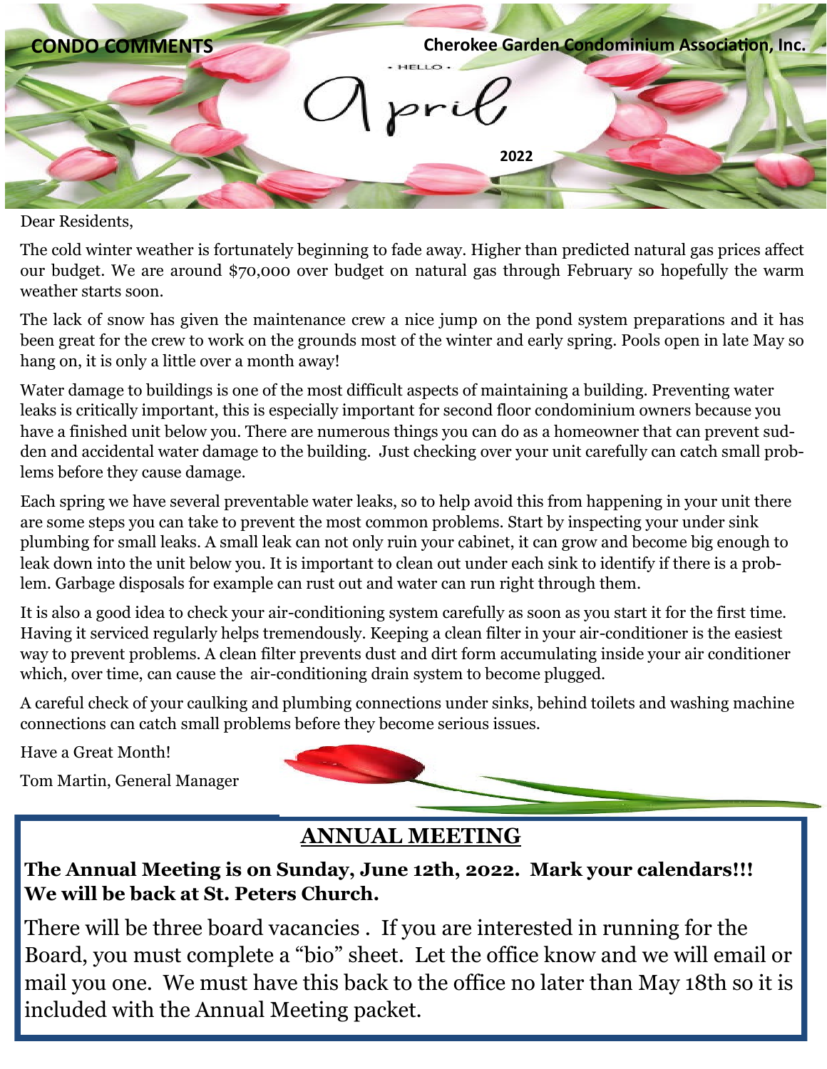**CONDO COMMENTS**

**Cherokee Garden Condominium Association, Inc.**

• HELLO •

April

**2022**

Dear Residents,

The cold winter weather is fortunately beginning to fade away. Higher than predicted natural gas prices affect our budget. We are around $70,000 over budget on natural gas through February so hopefully the warm weather starts soon.

The lack of snow has given the maintenance crew a nice jump on the pond system preparations and it has been great for the crew to work on the grounds most of the winter and early spring. Pools open in late May so hang on, it is only a little over a month away!

Water damage to buildings is one of the most difficult aspects of maintaining a building. Preventing water leaks is critically important, this is especially important for second floor condominium owners because you have a finished unit below you. There are numerous things you can do as a homeowner that can prevent sudden and accidental water damage to the building. Just checking over your unit carefully can catch small problems before they cause damage.

Each spring we have several preventable water leaks, so to help avoid this from happening in your unit there are some steps you can take to prevent the most common problems. Start by inspecting your under sink plumbing for small leaks. A small leak can not only ruin your cabinet, it can grow and become big enough to leak down into the unit below you. It is important to clean out under each sink to identify if there is a problem. Garbage disposals for example can rust out and water can run right through them.

It is also a good idea to check your air-conditioning system carefully as soon as you start it for the first time. Having it serviced regularly helps tremendously. Keeping a clean filter in your air-conditioner is the easiest way to prevent problems. A clean filter prevents dust and dirt form accumulating inside your air conditioner which, over time, can cause the air-conditioning drain system to become plugged.

A careful check of your caulking and plumbing connections under sinks, behind toilets and washing machine connections can catch small problems before they become serious issues.

Have a Great Month!

Tom Martin, General Manager

## ANNUAL MEETING

**The Annual Meeting is on Sunday, June 12th, 2022. Mark your calendars!!! We will be back at St. Peters Church.**

There will be three board vacancies . If you are interested in running for the Board, you must complete a "bio" sheet. Let the office know and we will email or mail you one. We must have this back to the office no later than May 18th so it is included with the Annual Meeting packet.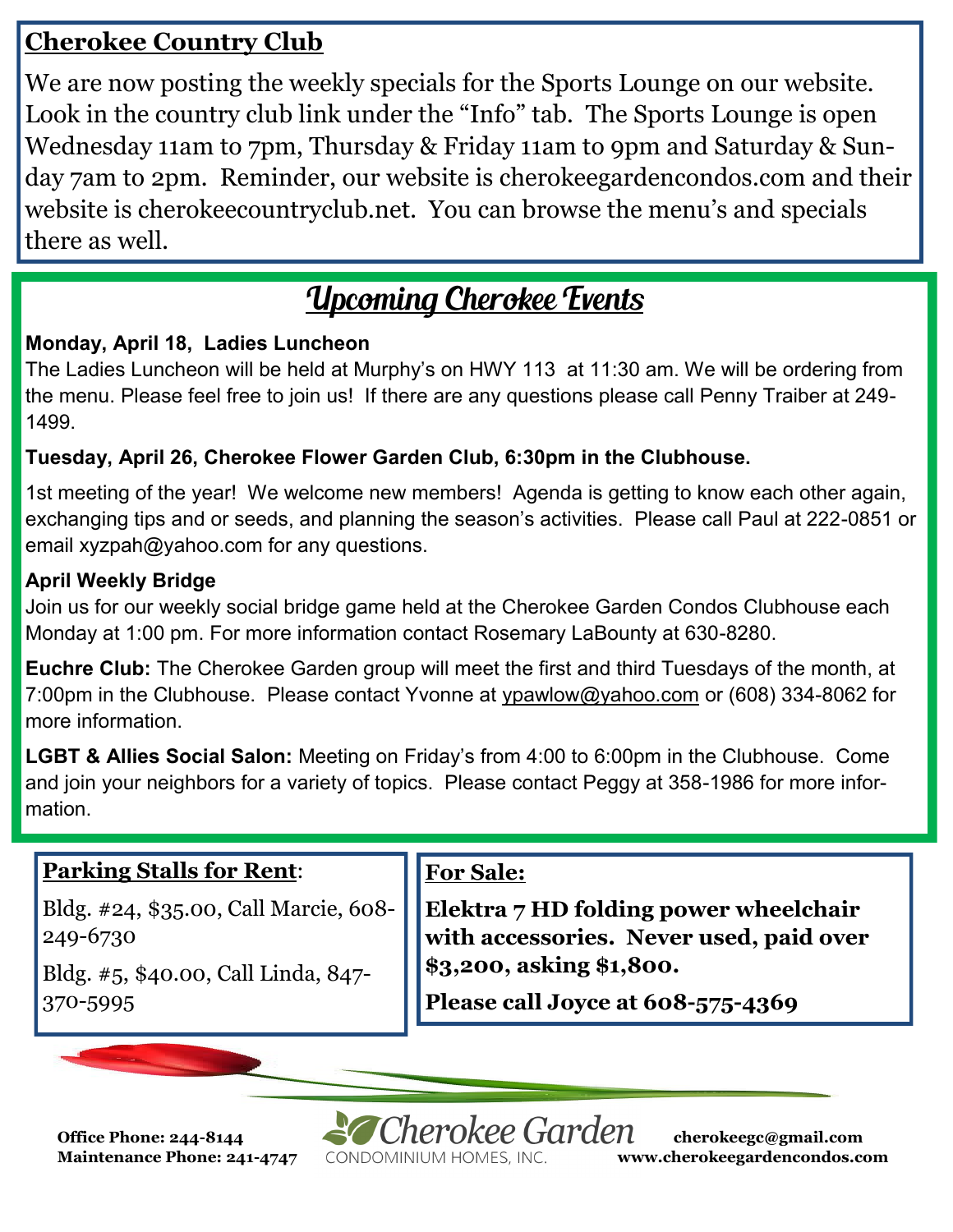## Cherokee Country Club

We are now posting the weekly specials for the Sports Lounge on our website. Look in the country club link under the "Info" tab. The Sports Lounge is open Wednesday 11am to 7pm, Thursday & Friday 11am to 9pm and Saturday & Sunday 7am to 2pm. Reminder, our website is cherokeegardencondos.com and their website is cherokeecountryclub.net. You can browse the menu's and specials there as well.

## Upcoming Cherokee Events

**Monday, April 18, Ladies Luncheon**

The Ladies Luncheon will be held at Murphy's on HWY 113 at 11:30 am. We will be ordering from the menu. Please feel free to join us! If there are any questions please call Penny Traiber at 249-1499.

**Tuesday, April 26, Cherokee Flower Garden Club, 6:30pm in the Clubhouse.**

1st meeting of the year! We welcome new members! Agenda is getting to know each other again, exchanging tips and or seeds, and planning the season's activities. Please call Paul at 222-0851 or email xyzpah@yahoo.com for any questions.

**April Weekly Bridge**

Join us for our weekly social bridge game held at the Cherokee Garden Condos Clubhouse each Monday at 1:00 pm. For more information contact Rosemary LaBounty at 630-8280.

**Euchre Club:** The Cherokee Garden group will meet the first and third Tuesdays of the month, at 7:00pm in the Clubhouse. Please contact Yvonne at ypawlow@yahoo.com or (608) 334-8062 for more information.

**LGBT & Allies Social Salon:** Meeting on Friday's from 4:00 to 6:00pm in the Clubhouse. Come and join your neighbors for a variety of topics. Please contact Peggy at 358-1986 for more information.

**Parking Stalls for Rent:**

Bldg. #24, $35.00, Call Marcie, 608-249-6730

Bldg. #5, $40.00, Call Linda, 847-370-5995

**For Sale:**

**Elektra 7 HD folding power wheelchair with accessories. Never used, paid over $3,200, asking $1,800.**

**Please call Joyce at 608-575-4369**

**Office Phone: 244-8144**
**Maintenance Phone: 241-4747**

Cherokee Garden
CONDOMINIUM HOMES, INC.

**cherokeegc@gmail.com**
**www.cherokeegardencondos.com**